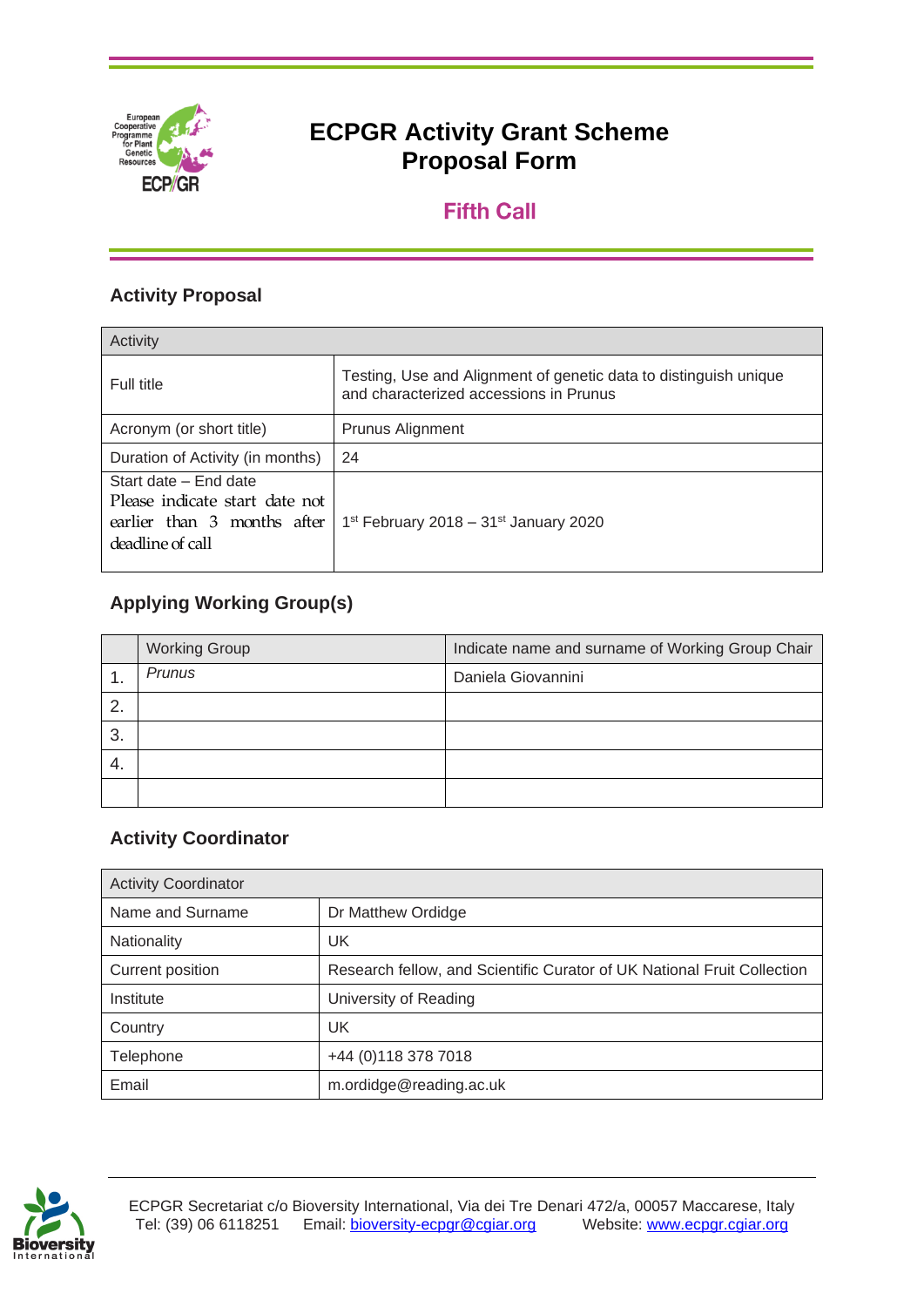# ECPGR Activity Grant Scheme Proposal Form

## Fifth Call

### Activity Proposal

| Activity | |
|---|---|
| Full title | Testing, Use and Alignment of genetic data to distinguish unique and characterized accessions in Prunus |
| Acronym (or short title) | Prunus Alignment |
| Duration of Activity (in months) | 24 |
| Start date – End date<br>Please indicate start date not earlier than 3 months after deadline of call | 1st February 2018 – 31st January 2020 |

### Applying Working Group(s)

| | Working Group | Indicate name and surname of Working Group Chair |
|---|---|---|
| 1. | *Prunus* | Daniela Giovannini |
| 2. | | |
| 3. | | |
| 4. | | |
| | | |

### Activity Coordinator

| Activity Coordinator | |
|---|---|
| Name and Surname | Dr Matthew Ordidge |
| Nationality | UK |
| Current position | Research fellow, and Scientific Curator of UK National Fruit Collection |
| Institute | University of Reading |
| Country | UK |
| Telephone | +44 (0)118 378 7018 |
| Email | m.ordidge@reading.ac.uk |

ECPGR Secretariat c/o Bioversity International, Via dei Tre Denari 472/a, 00057 Maccarese, Italy
Tel: (39) 06 6118251 Email: bioversity-ecpgr@cgiar.org Website: www.ecpgr.cgiar.org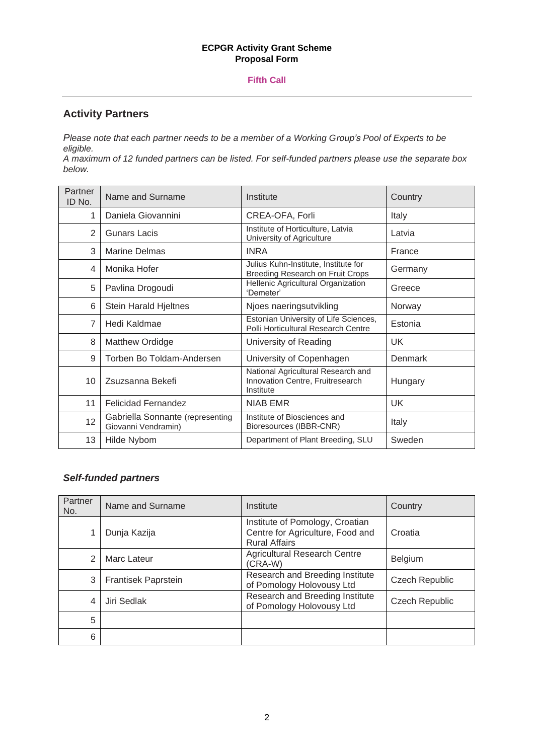**ECPGR Activity Grant Scheme**
**Proposal Form**

**Fifth Call**

## Activity Partners

*Please note that each partner needs to be a member of a Working Group's Pool of Experts to be eligible.*
*A maximum of 12 funded partners can be listed. For self-funded partners please use the separate box below.*

| Partner ID No. | Name and Surname | Institute | Country |
|---|---|---|---|
| 1 | Daniela Giovannini | CREA-OFA, Forli | Italy |
| 2 | Gunars Lacis | Institute of Horticulture, Latvia University of Agriculture | Latvia |
| 3 | Marine Delmas | INRA | France |
| 4 | Monika Hofer | Julius Kuhn-Institute, Institute for Breeding Research on Fruit Crops | Germany |
| 5 | Pavlina Drogoudi | Hellenic Agricultural Organization 'Demeter' | Greece |
| 6 | Stein Harald Hjeltnes | Njoes naeringsutvikling | Norway |
| 7 | Hedi Kaldmae | Estonian University of Life Sciences, Polli Horticultural Research Centre | Estonia |
| 8 | Matthew Ordidge | University of Reading | UK |
| 9 | Torben Bo Toldam-Andersen | University of Copenhagen | Denmark |
| 10 | Zsuzsanna Bekefi | National Agricultural Research and Innovation Centre, Fruitresearch Institute | Hungary |
| 11 | Felicidad Fernandez | NIAB EMR | UK |
| 12 | Gabriella Sonnante (representing Giovanni Vendramin) | Institute of Biosciences and Bioresources (IBBR-CNR) | Italy |
| 13 | Hilde Nybom | Department of Plant Breeding, SLU | Sweden |

### *Self-funded partners*

| Partner No. | Name and Surname | Institute | Country |
|---|---|---|---|
| 1 | Dunja Kazija | Institute of Pomology, Croatian Centre for Agriculture, Food and Rural Affairs | Croatia |
| 2 | Marc Lateur | Agricultural Research Centre (CRA-W) | Belgium |
| 3 | Frantisek Paprstein | Research and Breeding Institute of Pomology Holovousy Ltd | Czech Republic |
| 4 | Jiri Sedlak | Research and Breeding Institute of Pomology Holovousy Ltd | Czech Republic |
| 5 | | | |
| 6 | | | |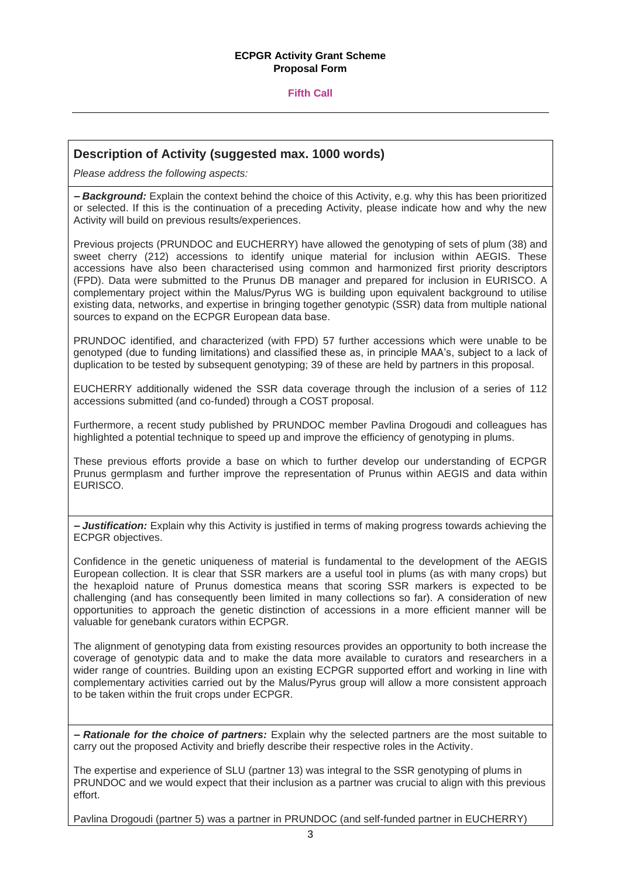**ECPGR Activity Grant Scheme**
**Proposal Form**

**Fifth Call**

## Description of Activity (suggested max. 1000 words)

*Please address the following aspects:*

***– Background:*** Explain the context behind the choice of this Activity, e.g. why this has been prioritized or selected. If this is the continuation of a preceding Activity, please indicate how and why the new Activity will build on previous results/experiences.

Previous projects (PRUNDOC and EUCHERRY) have allowed the genotyping of sets of plum (38) and sweet cherry (212) accessions to identify unique material for inclusion within AEGIS. These accessions have also been characterised using common and harmonized first priority descriptors (FPD). Data were submitted to the Prunus DB manager and prepared for inclusion in EURISCO. A complementary project within the Malus/Pyrus WG is building upon equivalent background to utilise existing data, networks, and expertise in bringing together genotypic (SSR) data from multiple national sources to expand on the ECPGR European data base.

PRUNDOC identified, and characterized (with FPD) 57 further accessions which were unable to be genotyped (due to funding limitations) and classified these as, in principle MAA's, subject to a lack of duplication to be tested by subsequent genotyping; 39 of these are held by partners in this proposal.

EUCHERRY additionally widened the SSR data coverage through the inclusion of a series of 112 accessions submitted (and co-funded) through a COST proposal.

Furthermore, a recent study published by PRUNDOC member Pavlina Drogoudi and colleagues has highlighted a potential technique to speed up and improve the efficiency of genotyping in plums.

These previous efforts provide a base on which to further develop our understanding of ECPGR Prunus germplasm and further improve the representation of Prunus within AEGIS and data within EURISCO.

***– Justification:*** Explain why this Activity is justified in terms of making progress towards achieving the ECPGR objectives.

Confidence in the genetic uniqueness of material is fundamental to the development of the AEGIS European collection. It is clear that SSR markers are a useful tool in plums (as with many crops) but the hexaploid nature of Prunus domestica means that scoring SSR markers is expected to be challenging (and has consequently been limited in many collections so far). A consideration of new opportunities to approach the genetic distinction of accessions in a more efficient manner will be valuable for genebank curators within ECPGR.

The alignment of genotyping data from existing resources provides an opportunity to both increase the coverage of genotypic data and to make the data more available to curators and researchers in a wider range of countries. Building upon an existing ECPGR supported effort and working in line with complementary activities carried out by the Malus/Pyrus group will allow a more consistent approach to be taken within the fruit crops under ECPGR.

***– Rationale for the choice of partners:*** Explain why the selected partners are the most suitable to carry out the proposed Activity and briefly describe their respective roles in the Activity.

The expertise and experience of SLU (partner 13) was integral to the SSR genotyping of plums in PRUNDOC and we would expect that their inclusion as a partner was crucial to align with this previous effort.

Pavlina Drogoudi (partner 5) was a partner in PRUNDOC (and self-funded partner in EUCHERRY)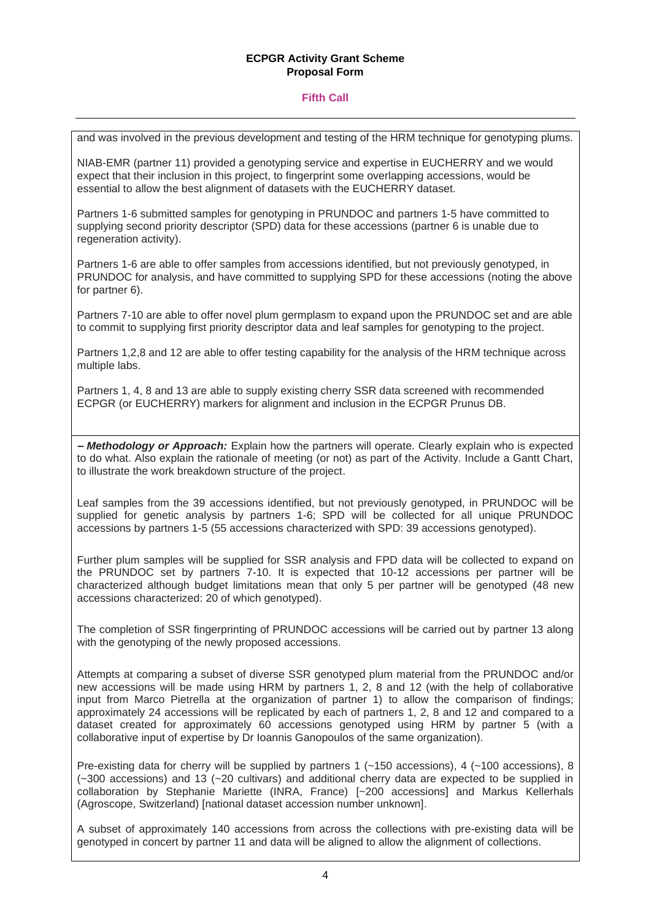and was involved in the previous development and testing of the HRM technique for genotyping plums.

NIAB-EMR (partner 11) provided a genotyping service and expertise in EUCHERRY and we would expect that their inclusion in this project, to fingerprint some overlapping accessions, would be essential to allow the best alignment of datasets with the EUCHERRY dataset.

Partners 1-6 submitted samples for genotyping in PRUNDOC and partners 1-5 have committed to supplying second priority descriptor (SPD) data for these accessions (partner 6 is unable due to regeneration activity).

Partners 1-6 are able to offer samples from accessions identified, but not previously genotyped, in PRUNDOC for analysis, and have committed to supplying SPD for these accessions (noting the above for partner 6).

Partners 7-10 are able to offer novel plum germplasm to expand upon the PRUNDOC set and are able to commit to supplying first priority descriptor data and leaf samples for genotyping to the project.

Partners 1,2,8 and 12 are able to offer testing capability for the analysis of the HRM technique across multiple labs.

Partners 1, 4, 8 and 13 are able to supply existing cherry SSR data screened with recommended ECPGR (or EUCHERRY) markers for alignment and inclusion in the ECPGR Prunus DB.

***– Methodology or Approach:*** Explain how the partners will operate. Clearly explain who is expected to do what. Also explain the rationale of meeting (or not) as part of the Activity. Include a Gantt Chart, to illustrate the work breakdown structure of the project.

Leaf samples from the 39 accessions identified, but not previously genotyped, in PRUNDOC will be supplied for genetic analysis by partners 1-6; SPD will be collected for all unique PRUNDOC accessions by partners 1-5 (55 accessions characterized with SPD: 39 accessions genotyped).

Further plum samples will be supplied for SSR analysis and FPD data will be collected to expand on the PRUNDOC set by partners 7-10. It is expected that 10-12 accessions per partner will be characterized although budget limitations mean that only 5 per partner will be genotyped (48 new accessions characterized: 20 of which genotyped).

The completion of SSR fingerprinting of PRUNDOC accessions will be carried out by partner 13 along with the genotyping of the newly proposed accessions.

Attempts at comparing a subset of diverse SSR genotyped plum material from the PRUNDOC and/or new accessions will be made using HRM by partners 1, 2, 8 and 12 (with the help of collaborative input from Marco Pietrella at the organization of partner 1) to allow the comparison of findings; approximately 24 accessions will be replicated by each of partners 1, 2, 8 and 12 and compared to a dataset created for approximately 60 accessions genotyped using HRM by partner 5 (with a collaborative input of expertise by Dr Ioannis Ganopoulos of the same organization).

Pre-existing data for cherry will be supplied by partners 1 (~150 accessions), 4 (~100 accessions), 8 (~300 accessions) and 13 (~20 cultivars) and additional cherry data are expected to be supplied in collaboration by Stephanie Mariette (INRA, France) [~200 accessions] and Markus Kellerhals (Agroscope, Switzerland) [national dataset accession number unknown].

A subset of approximately 140 accessions from across the collections with pre-existing data will be genotyped in concert by partner 11 and data will be aligned to allow the alignment of collections.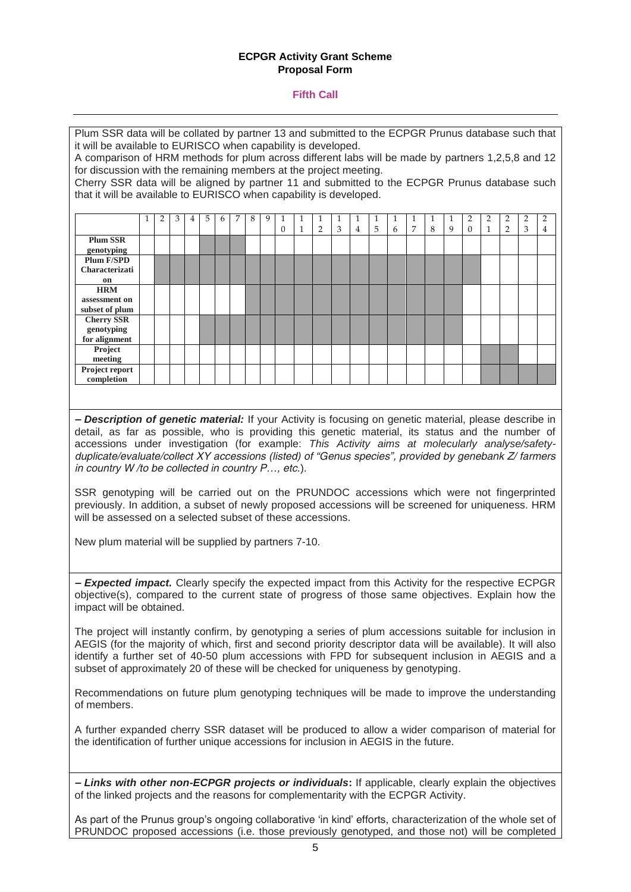Plum SSR data will be collated by partner 13 and submitted to the ECPGR Prunus database such that it will be available to EURISCO when capability is developed.

A comparison of HRM methods for plum across different labs will be made by partners 1,2,5,8 and 12 for discussion with the remaining members at the project meeting.

Cherry SSR data will be aligned by partner 11 and submitted to the ECPGR Prunus database such that it will be available to EURISCO when capability is developed.

| | 1 | 2 | 3 | 4 | 5 | 6 | 7 | 8 | 9 | 10 | 11 | 12 | 13 | 14 | 15 | 16 | 17 | 18 | 19 | 20 | 21 | 22 | 23 | 24 |
|---|---|---|---|---|---|---|---|---|---|---|---|---|---|---|---|---|---|---|---|---|---|---|---|---|
| **Plum SSR genotyping** | | | | | X | X | X | | | | | | | | | | | | | | | | | |
| **Plum F/SPD Characterization** | | X | X | X | X | X | X | X | X | X | X | X | X | X | X | X | X | X | X | X | | | | |
| **HRM assessment on subset of plum** | | | | | | | | X | X | X | X | X | X | X | X | X | X | X | X | | | | | |
| **Cherry SSR genotyping for alignment** | | | | | X | X | X | X | X | X | X | X | X | X | X | X | X | X | X | | | | | |
| **Project meeting** | | | | | | | | | | | | | | | | | | | | | X | X | | |
| **Project report completion** | | | | | | | | | | | | | | | | | | | | | X | X | X | X |

***– Description of genetic material:*** If your Activity is focusing on genetic material, please describe in detail, as far as possible, who is providing this genetic material, its status and the number of accessions under investigation (for example: *This Activity aims at molecularly analyse/safety-duplicate/evaluate/collect XY accessions (listed) of "Genus species", provided by genebank Z/ farmers in country W /to be collected in country P…, etc.*).

SSR genotyping will be carried out on the PRUNDOC accessions which were not fingerprinted previously. In addition, a subset of newly proposed accessions will be screened for uniqueness. HRM will be assessed on a selected subset of these accessions.

New plum material will be supplied by partners 7-10.

***– Expected impact.*** Clearly specify the expected impact from this Activity for the respective ECPGR objective(s), compared to the current state of progress of those same objectives. Explain how the impact will be obtained.

The project will instantly confirm, by genotyping a series of plum accessions suitable for inclusion in AEGIS (for the majority of which, first and second priority descriptor data will be available). It will also identify a further set of 40-50 plum accessions with FPD for subsequent inclusion in AEGIS and a subset of approximately 20 of these will be checked for uniqueness by genotyping.

Recommendations on future plum genotyping techniques will be made to improve the understanding of members.

A further expanded cherry SSR dataset will be produced to allow a wider comparison of material for the identification of further unique accessions for inclusion in AEGIS in the future.

***– Links with other non-ECPGR projects or individuals*:** If applicable, clearly explain the objectives of the linked projects and the reasons for complementarity with the ECPGR Activity.

As part of the Prunus group's ongoing collaborative 'in kind' efforts, characterization of the whole set of PRUNDOC proposed accessions (i.e. those previously genotyped, and those not) will be completed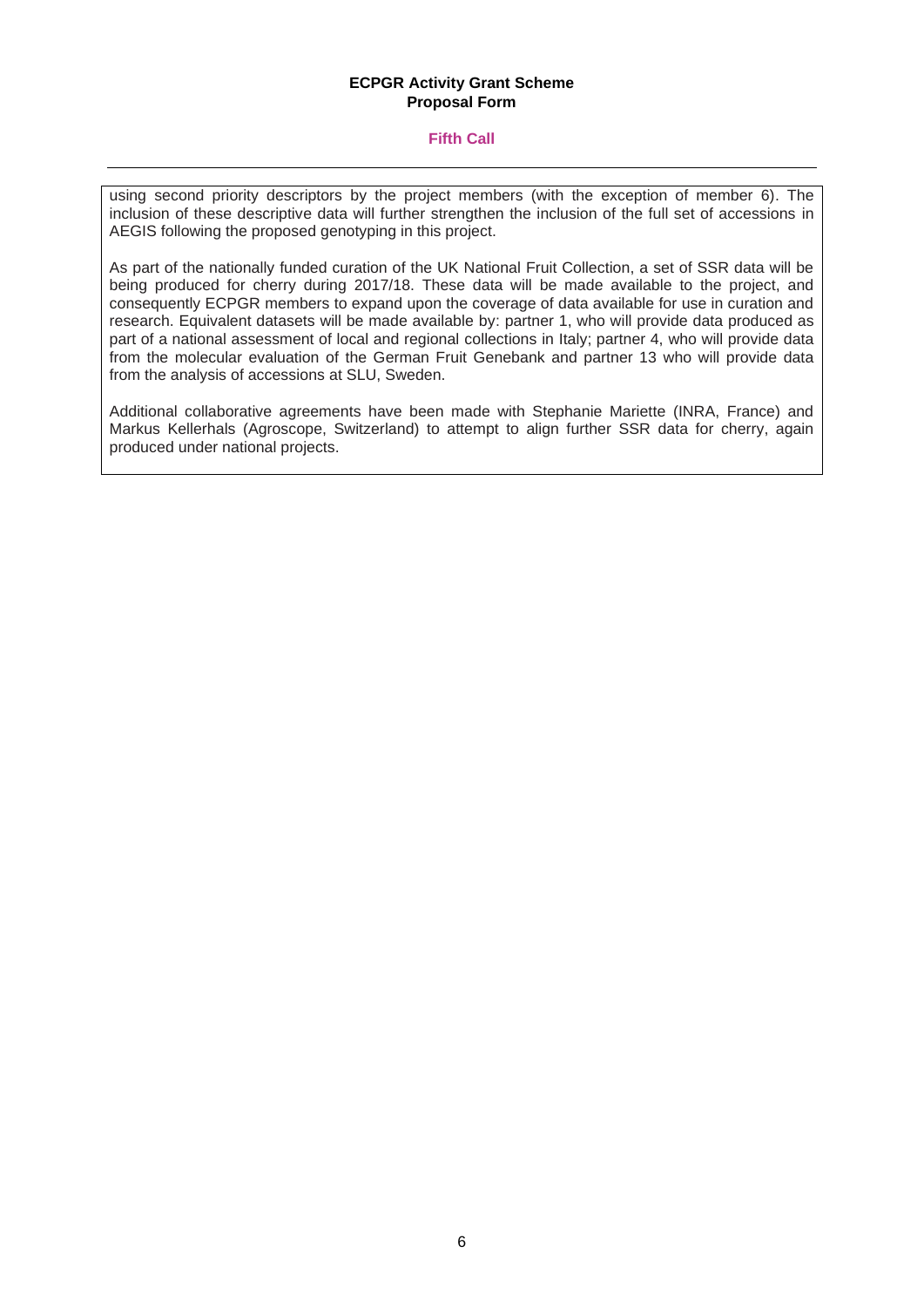using second priority descriptors by the project members (with the exception of member 6). The inclusion of these descriptive data will further strengthen the inclusion of the full set of accessions in AEGIS following the proposed genotyping in this project.

As part of the nationally funded curation of the UK National Fruit Collection, a set of SSR data will be being produced for cherry during 2017/18. These data will be made available to the project, and consequently ECPGR members to expand upon the coverage of data available for use in curation and research. Equivalent datasets will be made available by: partner 1, who will provide data produced as part of a national assessment of local and regional collections in Italy; partner 4, who will provide data from the molecular evaluation of the German Fruit Genebank and partner 13 who will provide data from the analysis of accessions at SLU, Sweden.

Additional collaborative agreements have been made with Stephanie Mariette (INRA, France) and Markus Kellerhals (Agroscope, Switzerland) to attempt to align further SSR data for cherry, again produced under national projects.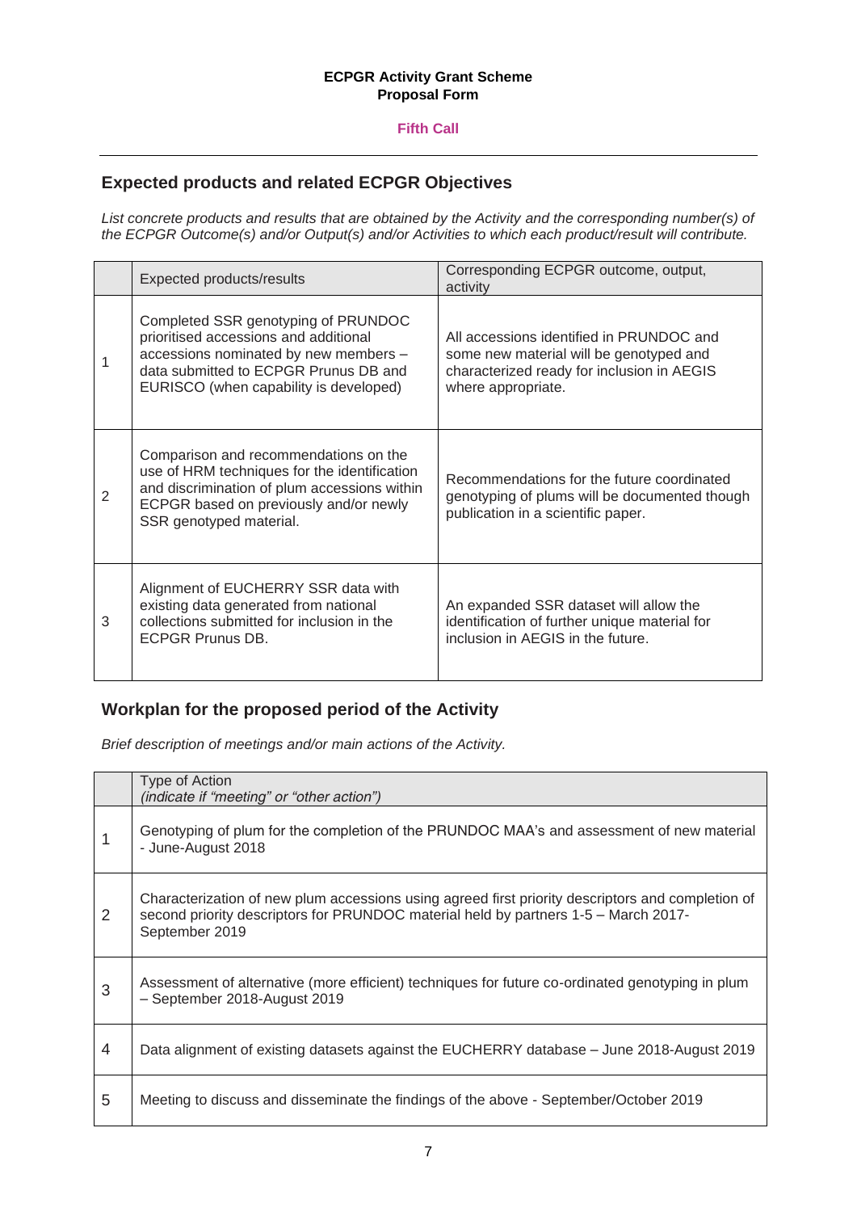**ECPGR Activity Grant Scheme**
**Proposal Form**

**Fifth Call**

## Expected products and related ECPGR Objectives

*List concrete products and results that are obtained by the Activity and the corresponding number(s) of the ECPGR Outcome(s) and/or Output(s) and/or Activities to which each product/result will contribute.*

| | Expected products/results | Corresponding ECPGR outcome, output, activity |
|---|---|---|
| 1 | Completed SSR genotyping of PRUNDOC prioritised accessions and additional accessions nominated by new members – data submitted to ECPGR Prunus DB and EURISCO (when capability is developed) | All accessions identified in PRUNDOC and some new material will be genotyped and characterized ready for inclusion in AEGIS where appropriate. |
| 2 | Comparison and recommendations on the use of HRM techniques for the identification and discrimination of plum accessions within ECPGR based on previously and/or newly SSR genotyped material. | Recommendations for the future coordinated genotyping of plums will be documented though publication in a scientific paper. |
| 3 | Alignment of EUCHERRY SSR data with existing data generated from national collections submitted for inclusion in the ECPGR Prunus DB. | An expanded SSR dataset will allow the identification of further unique material for inclusion in AEGIS in the future. |

## Workplan for the proposed period of the Activity

*Brief description of meetings and/or main actions of the Activity.*

| | Type of Action *(indicate if "meeting" or "other action")* |
|---|---|
| 1 | Genotyping of plum for the completion of the PRUNDOC MAA's and assessment of new material - June-August 2018 |
| 2 | Characterization of new plum accessions using agreed first priority descriptors and completion of second priority descriptors for PRUNDOC material held by partners 1-5 – March 2017-September 2019 |
| 3 | Assessment of alternative (more efficient) techniques for future co-ordinated genotyping in plum – September 2018-August 2019 |
| 4 | Data alignment of existing datasets against the EUCHERRY database – June 2018-August 2019 |
| 5 | Meeting to discuss and disseminate the findings of the above - September/October 2019 |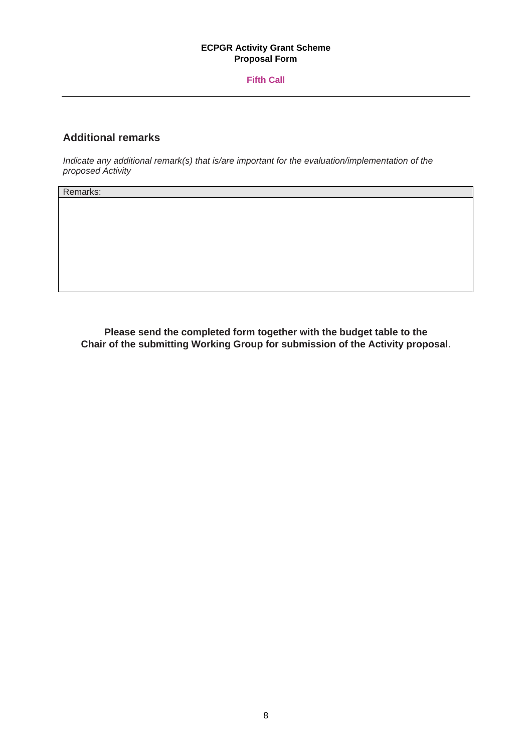## Additional remarks

*Indicate any additional remark(s) that is/are important for the evaluation/implementation of the proposed Activity*

| Remarks: |
| --- |
| |

**Please send the completed form together with the budget table to the Chair of the submitting Working Group for submission of the Activity proposal**.